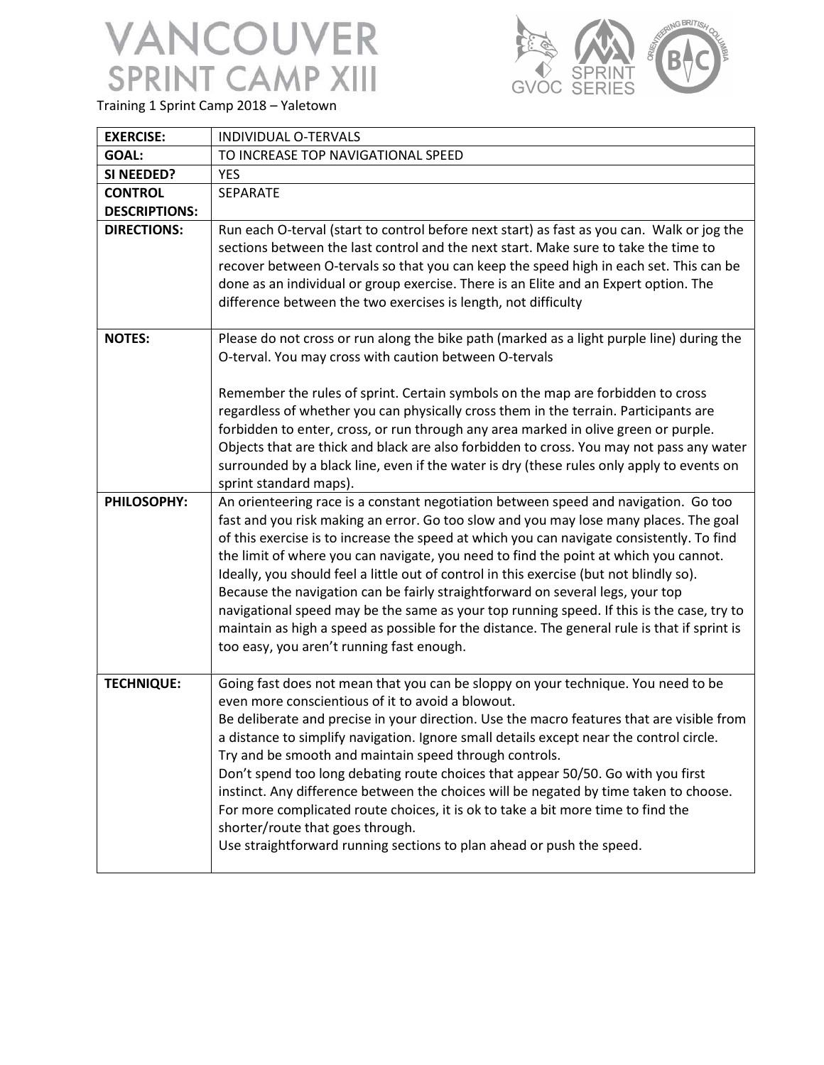# VANCOUVER SPRINT CAMP XIII

Training 1 Sprint Camp 2018 – Yaletown

| | |
|---|---|
| **EXERCISE:** | INDIVIDUAL O-TERVALS |
| **GOAL:** | TO INCREASE TOP NAVIGATIONAL SPEED |
| **SI NEEDED?** | YES |
| **CONTROL DESCRIPTIONS:** | SEPARATE |
| **DIRECTIONS:** | Run each O-terval (start to control before next start) as fast as you can. Walk or jog the sections between the last control and the next start. Make sure to take the time to recover between O-tervals so that you can keep the speed high in each set. This can be done as an individual or group exercise. There is an Elite and an Expert option. The difference between the two exercises is length, not difficulty |
| **NOTES:** | Please do not cross or run along the bike path (marked as a light purple line) during the O-terval. You may cross with caution between O-tervals<br><br>Remember the rules of sprint. Certain symbols on the map are forbidden to cross regardless of whether you can physically cross them in the terrain. Participants are forbidden to enter, cross, or run through any area marked in olive green or purple. Objects that are thick and black are also forbidden to cross. You may not pass any water surrounded by a black line, even if the water is dry (these rules only apply to events on sprint standard maps). |
| **PHILOSOPHY:** | An orienteering race is a constant negotiation between speed and navigation. Go too fast and you risk making an error. Go too slow and you may lose many places. The goal of this exercise is to increase the speed at which you can navigate consistently. To find the limit of where you can navigate, you need to find the point at which you cannot. Ideally, you should feel a little out of control in this exercise (but not blindly so). Because the navigation can be fairly straightforward on several legs, your top navigational speed may be the same as your top running speed. If this is the case, try to maintain as high a speed as possible for the distance. The general rule is that if sprint is too easy, you aren't running fast enough. |
| **TECHNIQUE:** | Going fast does not mean that you can be sloppy on your technique. You need to be even more conscientious of it to avoid a blowout.<br>Be deliberate and precise in your direction. Use the macro features that are visible from a distance to simplify navigation. Ignore small details except near the control circle.<br>Try and be smooth and maintain speed through controls.<br>Don't spend too long debating route choices that appear 50/50. Go with you first instinct. Any difference between the choices will be negated by time taken to choose.<br>For more complicated route choices, it is ok to take a bit more time to find the shorter/route that goes through.<br>Use straightforward running sections to plan ahead or push the speed. |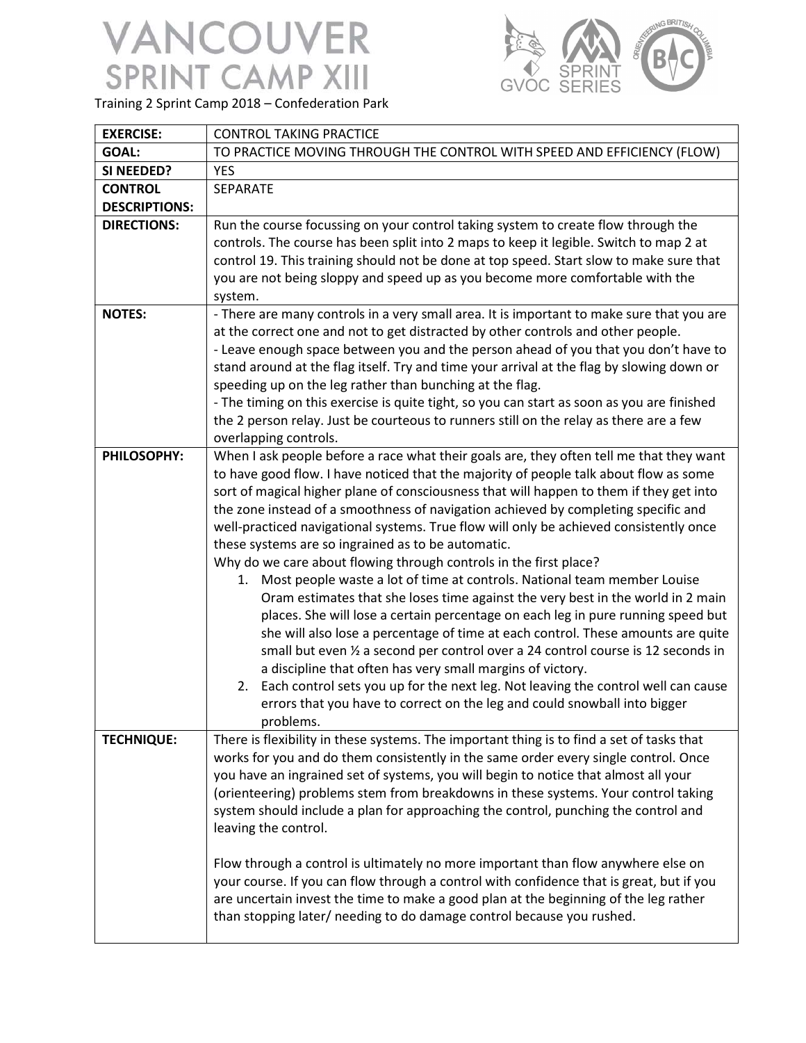# VANCOUVER SPRINT CAMP XIII

Training 2 Sprint Camp 2018 – Confederation Park

| **EXERCISE:** | CONTROL TAKING PRACTICE |
|---|---|
| **GOAL:** | TO PRACTICE MOVING THROUGH THE CONTROL WITH SPEED AND EFFICIENCY (FLOW) |
| **SI NEEDED?** | YES |
| **CONTROL DESCRIPTIONS:** | SEPARATE |
| **DIRECTIONS:** | Run the course focussing on your control taking system to create flow through the controls. The course has been split into 2 maps to keep it legible. Switch to map 2 at control 19. This training should not be done at top speed. Start slow to make sure that you are not being sloppy and speed up as you become more comfortable with the system. |
| **NOTES:** | - There are many controls in a very small area. It is important to make sure that you are at the correct one and not to get distracted by other controls and other people.<br>- Leave enough space between you and the person ahead of you that you don't have to stand around at the flag itself. Try and time your arrival at the flag by slowing down or speeding up on the leg rather than bunching at the flag.<br>- The timing on this exercise is quite tight, so you can start as soon as you are finished the 2 person relay. Just be courteous to runners still on the relay as there are a few overlapping controls. |
| **PHILOSOPHY:** | When I ask people before a race what their goals are, they often tell me that they want to have good flow. I have noticed that the majority of people talk about flow as some sort of magical higher plane of consciousness that will happen to them if they get into the zone instead of a smoothness of navigation achieved by completing specific and well-practiced navigational systems. True flow will only be achieved consistently once these systems are so ingrained as to be automatic.<br>Why do we care about flowing through controls in the first place?<br>1. Most people waste a lot of time at controls. National team member Louise Oram estimates that she loses time against the very best in the world in 2 main places. She will lose a certain percentage on each leg in pure running speed but she will also lose a percentage of time at each control. These amounts are quite small but even ½ a second per control over a 24 control course is 12 seconds in a discipline that often has very small margins of victory.<br>2. Each control sets you up for the next leg. Not leaving the control well can cause errors that you have to correct on the leg and could snowball into bigger problems. |
| **TECHNIQUE:** | There is flexibility in these systems. The important thing is to find a set of tasks that works for you and do them consistently in the same order every single control. Once you have an ingrained set of systems, you will begin to notice that almost all your (orienteering) problems stem from breakdowns in these systems. Your control taking system should include a plan for approaching the control, punching the control and leaving the control.<br><br>Flow through a control is ultimately no more important than flow anywhere else on your course. If you can flow through a control with confidence that is great, but if you are uncertain invest the time to make a good plan at the beginning of the leg rather than stopping later/ needing to do damage control because you rushed. |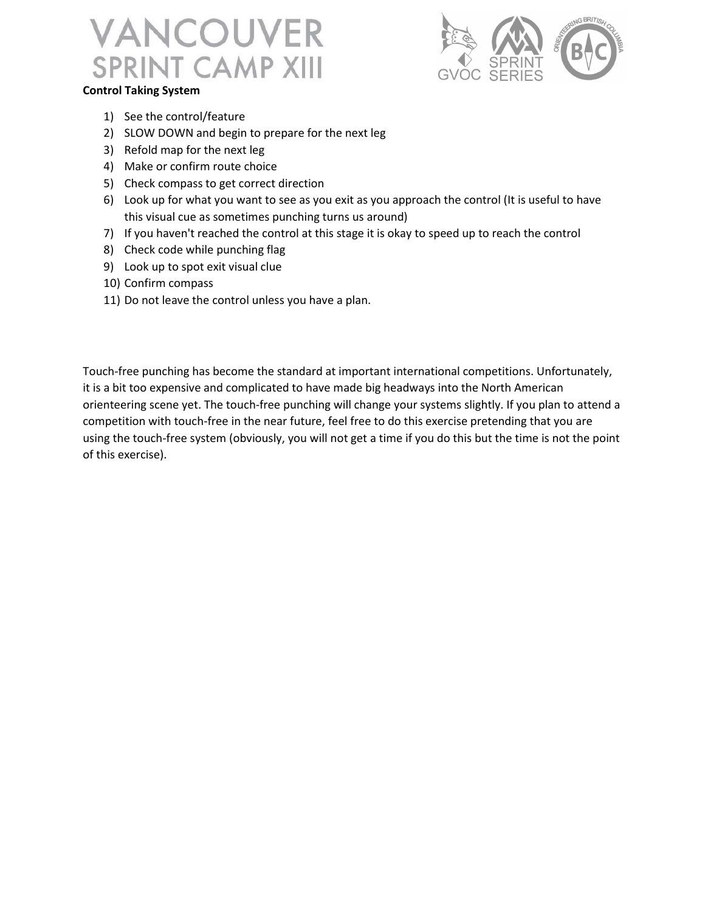**Control Taking System**

1) See the control/feature
2) SLOW DOWN and begin to prepare for the next leg
3) Refold map for the next leg
4) Make or confirm route choice
5) Check compass to get correct direction
6) Look up for what you want to see as you exit as you approach the control (It is useful to have this visual cue as sometimes punching turns us around)
7) If you haven't reached the control at this stage it is okay to speed up to reach the control
8) Check code while punching flag
9) Look up to spot exit visual clue
10) Confirm compass
11) Do not leave the control unless you have a plan.

Touch-free punching has become the standard at important international competitions. Unfortunately, it is a bit too expensive and complicated to have made big headways into the North American orienteering scene yet. The touch-free punching will change your systems slightly. If you plan to attend a competition with touch-free in the near future, feel free to do this exercise pretending that you are using the touch-free system (obviously, you will not get a time if you do this but the time is not the point of this exercise).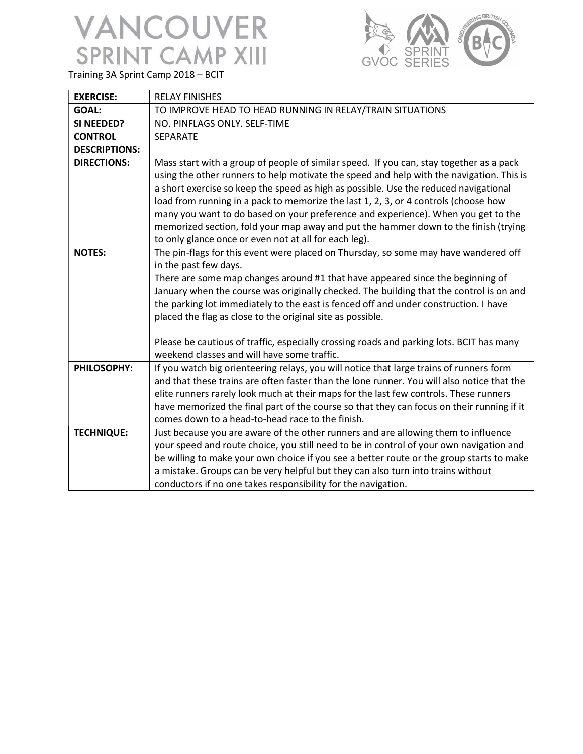# VANCOUVER SPRINT CAMP XIII

Training 3A Sprint Camp 2018 – BCIT

| **EXERCISE:** | RELAY FINISHES |
|---|---|
| **GOAL:** | TO IMPROVE HEAD TO HEAD RUNNING IN RELAY/TRAIN SITUATIONS |
| **SI NEEDED?** | NO. PINFLAGS ONLY. SELF-TIME |
| **CONTROL DESCRIPTIONS:** | SEPARATE |
| **DIRECTIONS:** | Mass start with a group of people of similar speed. If you can, stay together as a pack using the other runners to help motivate the speed and help with the navigation. This is a short exercise so keep the speed as high as possible. Use the reduced navigational load from running in a pack to memorize the last 1, 2, 3, or 4 controls (choose how many you want to do based on your preference and experience). When you get to the memorized section, fold your map away and put the hammer down to the finish (trying to only glance once or even not at all for each leg). |
| **NOTES:** | The pin-flags for this event were placed on Thursday, so some may have wandered off in the past few days. There are some map changes around #1 that have appeared since the beginning of January when the course was originally checked. The building that the control is on and the parking lot immediately to the east is fenced off and under construction. I have placed the flag as close to the original site as possible. <br><br> Please be cautious of traffic, especially crossing roads and parking lots. BCIT has many weekend classes and will have some traffic. |
| **PHILOSOPHY:** | If you watch big orienteering relays, you will notice that large trains of runners form and that these trains are often faster than the lone runner. You will also notice that the elite runners rarely look much at their maps for the last few controls. These runners have memorized the final part of the course so that they can focus on their running if it comes down to a head-to-head race to the finish. |
| **TECHNIQUE:** | Just because you are aware of the other runners and are allowing them to influence your speed and route choice, you still need to be in control of your own navigation and be willing to make your own choice if you see a better route or the group starts to make a mistake. Groups can be very helpful but they can also turn into trains without conductors if no one takes responsibility for the navigation. |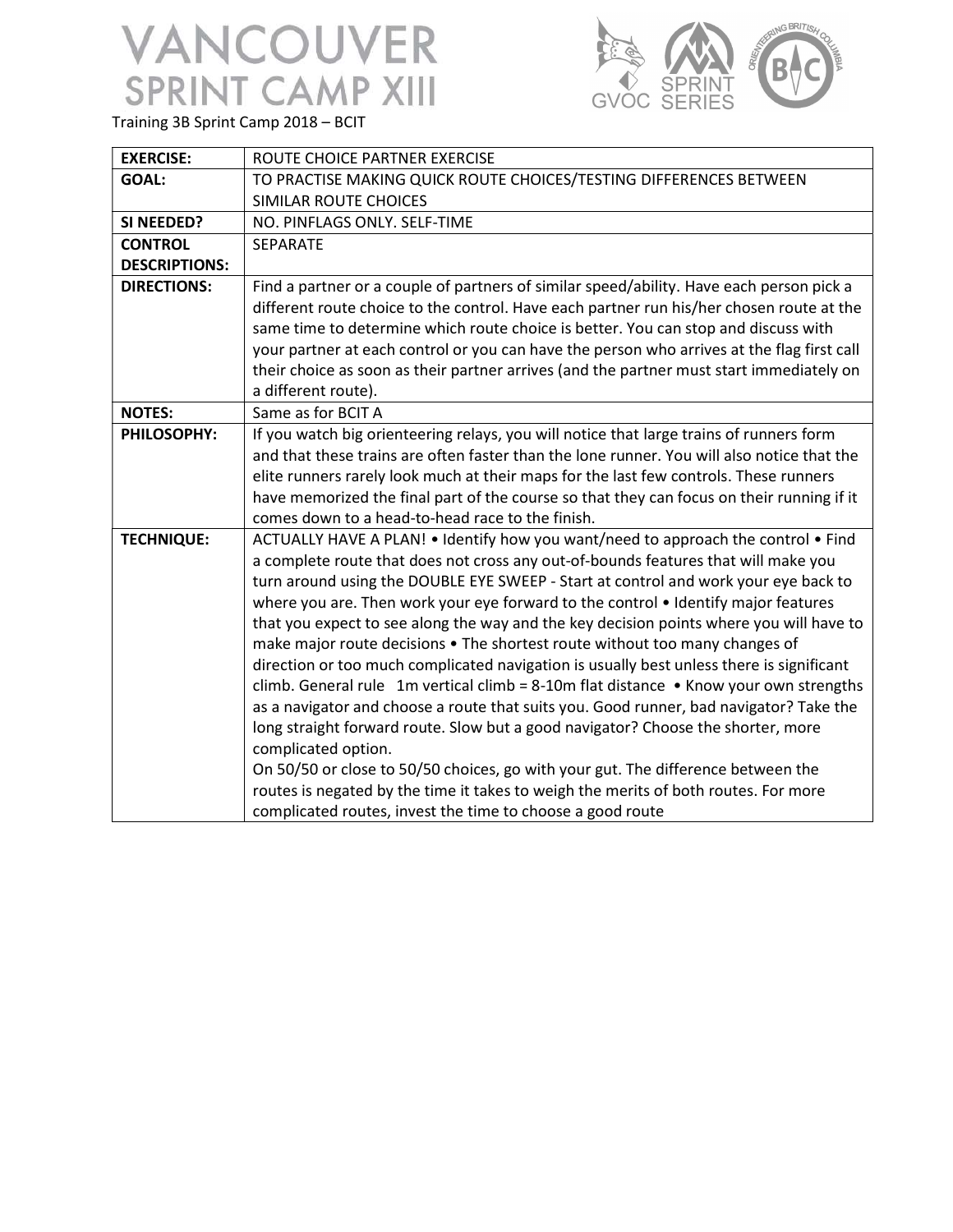# VANCOUVER SPRINT CAMP XIII

Training 3B Sprint Camp 2018 – BCIT

| | |
|---|---|
| **EXERCISE:** | ROUTE CHOICE PARTNER EXERCISE |
| **GOAL:** | TO PRACTISE MAKING QUICK ROUTE CHOICES/TESTING DIFFERENCES BETWEEN SIMILAR ROUTE CHOICES |
| **SI NEEDED?** | NO. PINFLAGS ONLY. SELF-TIME |
| **CONTROL DESCRIPTIONS:** | SEPARATE |
| **DIRECTIONS:** | Find a partner or a couple of partners of similar speed/ability. Have each person pick a different route choice to the control. Have each partner run his/her chosen route at the same time to determine which route choice is better. You can stop and discuss with your partner at each control or you can have the person who arrives at the flag first call their choice as soon as their partner arrives (and the partner must start immediately on a different route). |
| **NOTES:** | Same as for BCIT A |
| **PHILOSOPHY:** | If you watch big orienteering relays, you will notice that large trains of runners form and that these trains are often faster than the lone runner. You will also notice that the elite runners rarely look much at their maps for the last few controls. These runners have memorized the final part of the course so that they can focus on their running if it comes down to a head-to-head race to the finish. |
| **TECHNIQUE:** | ACTUALLY HAVE A PLAN! • Identify how you want/need to approach the control • Find a complete route that does not cross any out-of-bounds features that will make you turn around using the DOUBLE EYE SWEEP - Start at control and work your eye back to where you are. Then work your eye forward to the control • Identify major features that you expect to see along the way and the key decision points where you will have to make major route decisions • The shortest route without too many changes of direction or too much complicated navigation is usually best unless there is significant climb. General rule 1m vertical climb = 8-10m flat distance • Know your own strengths as a navigator and choose a route that suits you. Good runner, bad navigator? Take the long straight forward route. Slow but a good navigator? Choose the shorter, more complicated option.<br>On 50/50 or close to 50/50 choices, go with your gut. The difference between the routes is negated by the time it takes to weigh the merits of both routes. For more complicated routes, invest the time to choose a good route |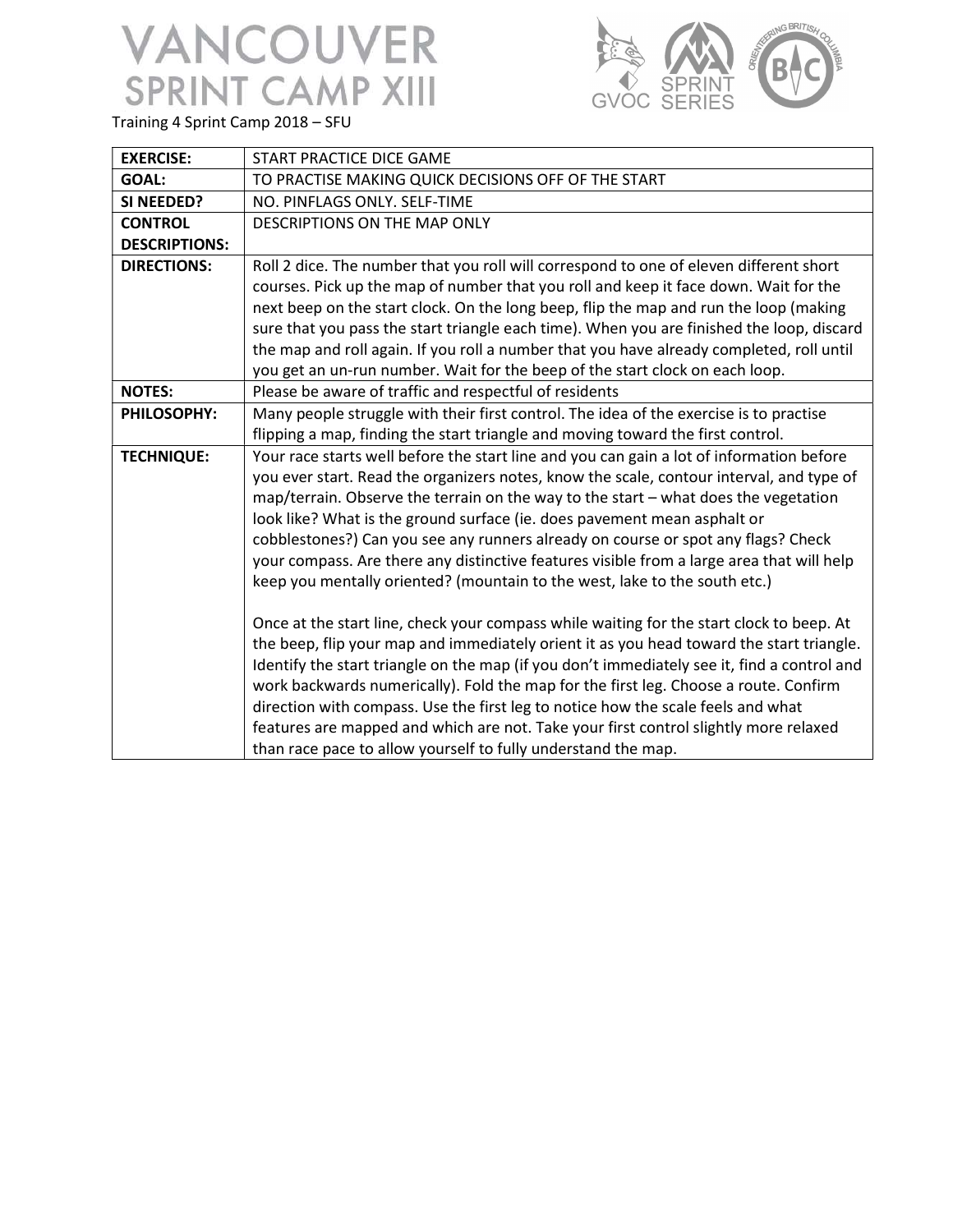# VANCOUVER SPRINT CAMP XIII

Training 4 Sprint Camp 2018 – SFU

| | |
|---|---|
| **EXERCISE:** | START PRACTICE DICE GAME |
| **GOAL:** | TO PRACTISE MAKING QUICK DECISIONS OFF OF THE START |
| **SI NEEDED?** | NO. PINFLAGS ONLY. SELF-TIME |
| **CONTROL DESCRIPTIONS:** | DESCRIPTIONS ON THE MAP ONLY |
| **DIRECTIONS:** | Roll 2 dice. The number that you roll will correspond to one of eleven different short courses. Pick up the map of number that you roll and keep it face down. Wait for the next beep on the start clock. On the long beep, flip the map and run the loop (making sure that you pass the start triangle each time). When you are finished the loop, discard the map and roll again. If you roll a number that you have already completed, roll until you get an un-run number. Wait for the beep of the start clock on each loop. |
| **NOTES:** | Please be aware of traffic and respectful of residents |
| **PHILOSOPHY:** | Many people struggle with their first control. The idea of the exercise is to practise flipping a map, finding the start triangle and moving toward the first control. |
| **TECHNIQUE:** | Your race starts well before the start line and you can gain a lot of information before you ever start. Read the organizers notes, know the scale, contour interval, and type of map/terrain. Observe the terrain on the way to the start – what does the vegetation look like? What is the ground surface (ie. does pavement mean asphalt or cobblestones?) Can you see any runners already on course or spot any flags? Check your compass. Are there any distinctive features visible from a large area that will help keep you mentally oriented? (mountain to the west, lake to the south etc.)<br><br>Once at the start line, check your compass while waiting for the start clock to beep. At the beep, flip your map and immediately orient it as you head toward the start triangle. Identify the start triangle on the map (if you don't immediately see it, find a control and work backwards numerically). Fold the map for the first leg. Choose a route. Confirm direction with compass. Use the first leg to notice how the scale feels and what features are mapped and which are not. Take your first control slightly more relaxed than race pace to allow yourself to fully understand the map. |